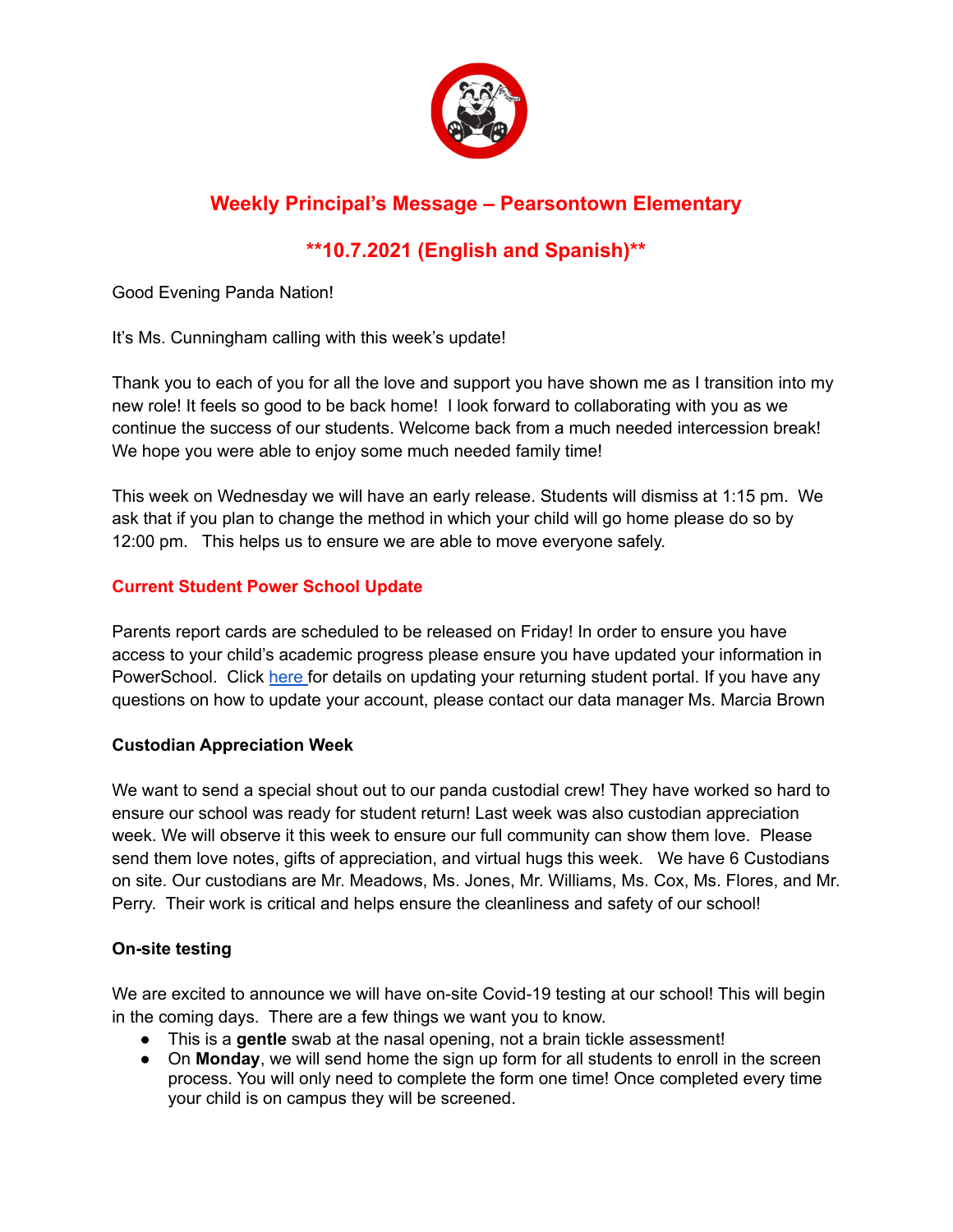# Weekly Principal's Message – Pearsontown Elementary

## **10.7.2021 (English and Spanish)**

Good Evening Panda Nation!

It's Ms. Cunningham calling with this week's update!

Thank you to each of you for all the love and support you have shown me as I transition into my new role! It feels so good to be back home! I look forward to collaborating with you as we continue the success of our students. Welcome back from a much needed intercession break! We hope you were able to enjoy some much needed family time!

This week on Wednesday we will have an early release. Students will dismiss at 1:15 pm. We ask that if you plan to change the method in which your child will go home please do so by 12:00 pm. This helps us to ensure we are able to move everyone safely.

### Current Student Power School Update

Parents report cards are scheduled to be released on Friday! In order to ensure you have access to your child's academic progress please ensure you have updated your information in PowerSchool. Click here for details on updating your returning student portal. If you have any questions on how to update your account, please contact our data manager Ms. Marcia Brown

### Custodian Appreciation Week

We want to send a special shout out to our panda custodial crew! They have worked so hard to ensure our school was ready for student return! Last week was also custodian appreciation week. We will observe it this week to ensure our full community can show them love. Please send them love notes, gifts of appreciation, and virtual hugs this week. We have 6 Custodians on site. Our custodians are Mr. Meadows, Ms. Jones, Mr. Williams, Ms. Cox, Ms. Flores, and Mr. Perry. Their work is critical and helps ensure the cleanliness and safety of our school!

### On-site testing

We are excited to announce we will have on-site Covid-19 testing at our school! This will begin in the coming days. There are a few things we want you to know.

- This is a **gentle** swab at the nasal opening, not a brain tickle assessment!
- On **Monday**, we will send home the sign up form for all students to enroll in the screen process. You will only need to complete the form one time! Once completed every time your child is on campus they will be screened.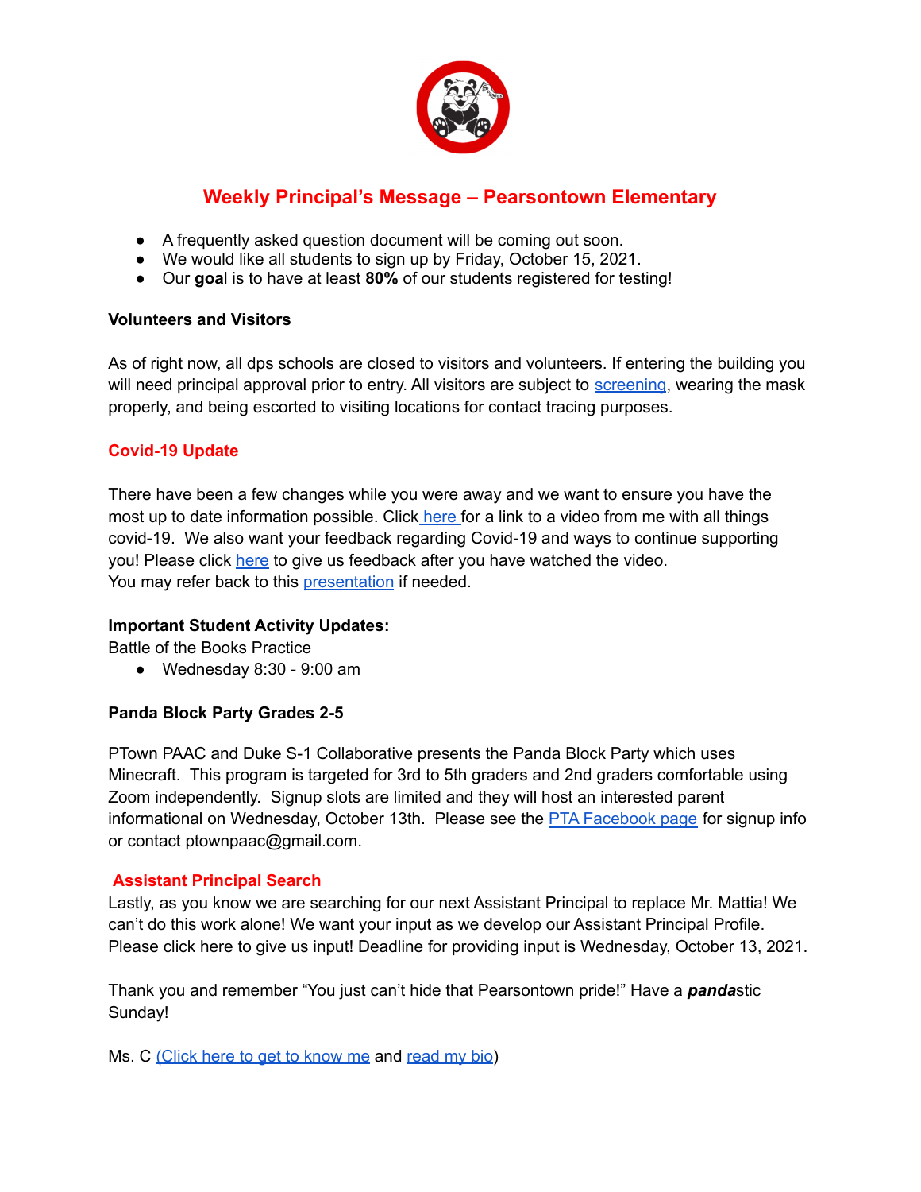## Weekly Principal's Message – Pearsontown Elementary

- A frequently asked question document will be coming out soon.
- We would like all students to sign up by Friday, October 15, 2021.
- Our **goa**l is to have at least **80%** of our students registered for testing!

**Volunteers and Visitors**

As of right now, all dps schools are closed to visitors and volunteers. If entering the building you will need principal approval prior to entry. All visitors are subject to screening, wearing the mask properly, and being escorted to visiting locations for contact tracing purposes.

**Covid-19 Update**

There have been a few changes while you were away and we want to ensure you have the most up to date information possible. Click here for a link to a video from me with all things covid-19. We also want your feedback regarding Covid-19 and ways to continue supporting you! Please click here to give us feedback after you have watched the video.
You may refer back to this presentation if needed.

**Important Student Activity Updates:**
Battle of the Books Practice

- Wednesday 8:30 - 9:00 am

**Panda Block Party Grades 2-5**

PTown PAAC and Duke S-1 Collaborative presents the Panda Block Party which uses Minecraft. This program is targeted for 3rd to 5th graders and 2nd graders comfortable using Zoom independently. Signup slots are limited and they will host an interested parent informational on Wednesday, October 13th. Please see the PTA Facebook page for signup info or contact ptownpaac@gmail.com.

**Assistant Principal Search**
Lastly, as you know we are searching for our next Assistant Principal to replace Mr. Mattia! We can't do this work alone! We want your input as we develop our Assistant Principal Profile. Please click here to give us input! Deadline for providing input is Wednesday, October 13, 2021.

Thank you and remember "You just can't hide that Pearsontown pride!" Have a ***panda***stic Sunday!

Ms. C (Click here to get to know me and read my bio)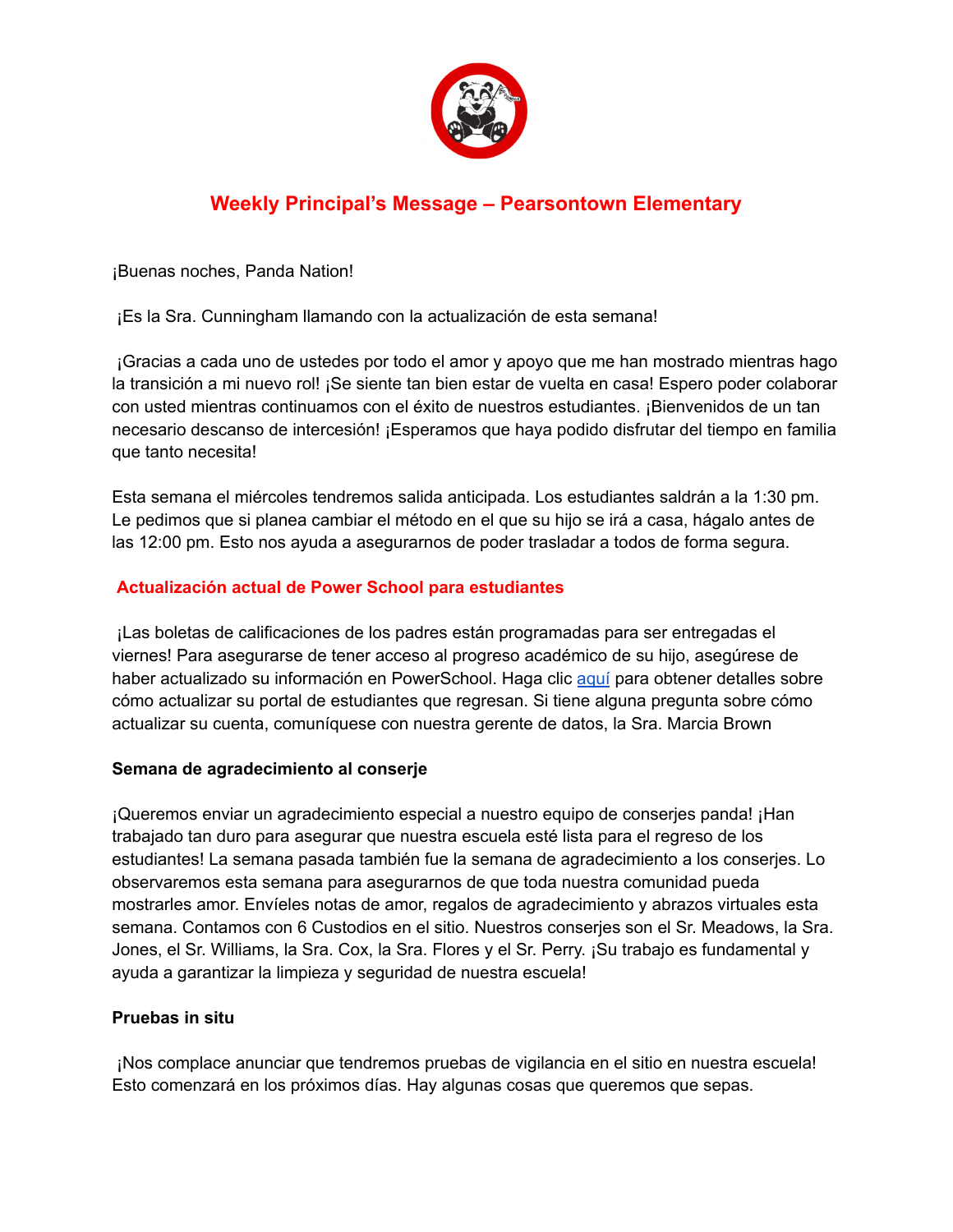## Weekly Principal's Message – Pearsontown Elementary

¡Buenas noches, Panda Nation!

¡Es la Sra. Cunningham llamando con la actualización de esta semana!

¡Gracias a cada uno de ustedes por todo el amor y apoyo que me han mostrado mientras hago la transición a mi nuevo rol! ¡Se siente tan bien estar de vuelta en casa! Espero poder colaborar con usted mientras continuamos con el éxito de nuestros estudiantes. ¡Bienvenidos de un tan necesario descanso de intercesión! ¡Esperamos que haya podido disfrutar del tiempo en familia que tanto necesita!

Esta semana el miércoles tendremos salida anticipada. Los estudiantes saldrán a la 1:30 pm. Le pedimos que si planea cambiar el método en el que su hijo se irá a casa, hágalo antes de las 12:00 pm. Esto nos ayuda a asegurarnos de poder trasladar a todos de forma segura.

### Actualización actual de Power School para estudiantes

¡Las boletas de calificaciones de los padres están programadas para ser entregadas el viernes! Para asegurarse de tener acceso al progreso académico de su hijo, asegúrese de haber actualizado su información en PowerSchool. Haga clic aquí para obtener detalles sobre cómo actualizar su portal de estudiantes que regresan. Si tiene alguna pregunta sobre cómo actualizar su cuenta, comuníquese con nuestra gerente de datos, la Sra. Marcia Brown

**Semana de agradecimiento al conserje**

¡Queremos enviar un agradecimiento especial a nuestro equipo de conserjes panda! ¡Han trabajado tan duro para asegurar que nuestra escuela esté lista para el regreso de los estudiantes! La semana pasada también fue la semana de agradecimiento a los conserjes. Lo observaremos esta semana para asegurarnos de que toda nuestra comunidad pueda mostrarles amor. Envíeles notas de amor, regalos de agradecimiento y abrazos virtuales esta semana. Contamos con 6 Custodios en el sitio. Nuestros conserjes son el Sr. Meadows, la Sra. Jones, el Sr. Williams, la Sra. Cox, la Sra. Flores y el Sr. Perry. ¡Su trabajo es fundamental y ayuda a garantizar la limpieza y seguridad de nuestra escuela!

**Pruebas in situ**

¡Nos complace anunciar que tendremos pruebas de vigilancia en el sitio en nuestra escuela! Esto comenzará en los próximos días. Hay algunas cosas que queremos que sepas.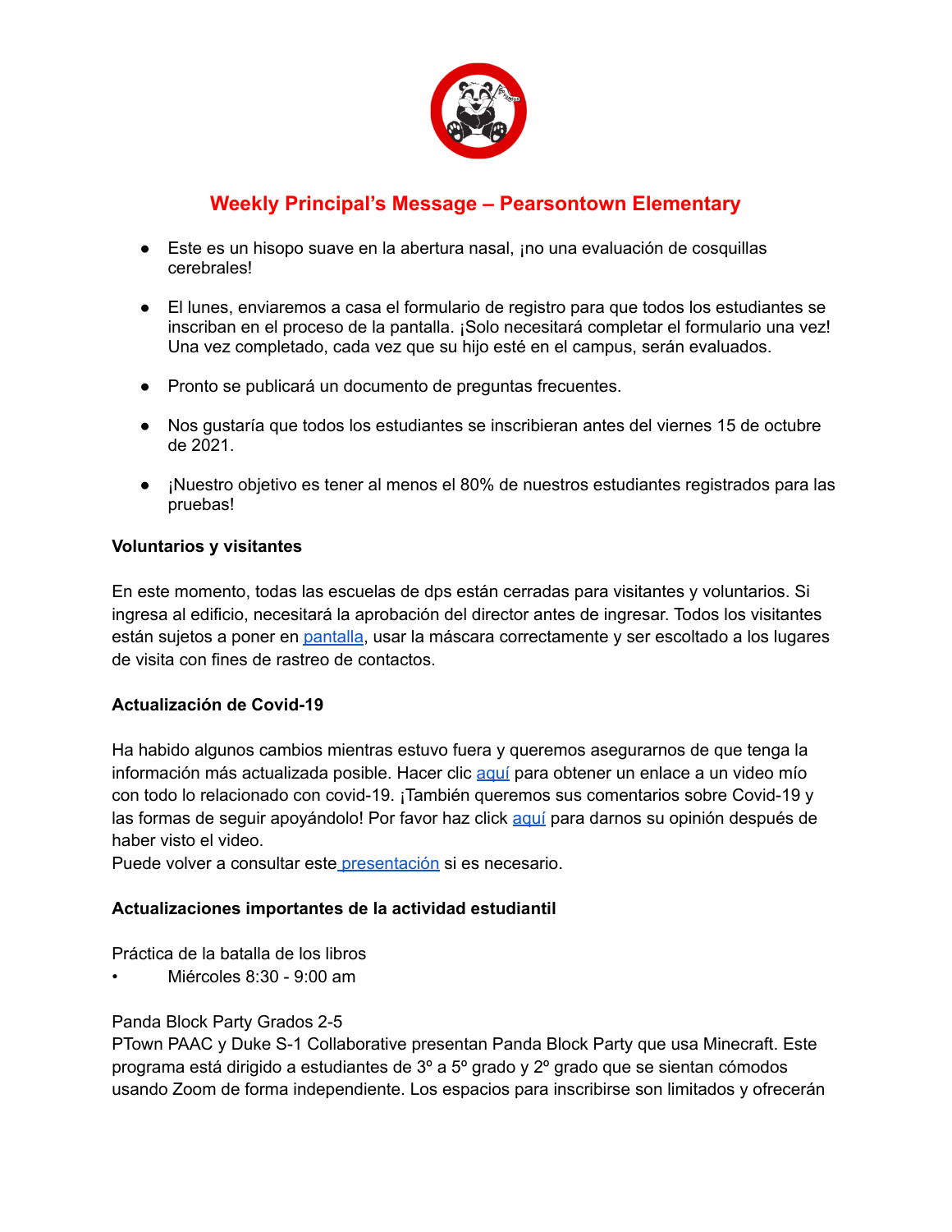## Weekly Principal's Message – Pearsontown Elementary

- Este es un hisopo suave en la abertura nasal, ¡no una evaluación de cosquillas cerebrales!
- El lunes, enviaremos a casa el formulario de registro para que todos los estudiantes se inscriban en el proceso de la pantalla. ¡Solo necesitará completar el formulario una vez! Una vez completado, cada vez que su hijo esté en el campus, serán evaluados.
- Pronto se publicará un documento de preguntas frecuentes.
- Nos gustaría que todos los estudiantes se inscribieran antes del viernes 15 de octubre de 2021.
- ¡Nuestro objetivo es tener al menos el 80% de nuestros estudiantes registrados para las pruebas!

**Voluntarios y visitantes**

En este momento, todas las escuelas de dps están cerradas para visitantes y voluntarios. Si ingresa al edificio, necesitará la aprobación del director antes de ingresar. Todos los visitantes están sujetos a poner en pantalla, usar la máscara correctamente y ser escoltado a los lugares de visita con fines de rastreo de contactos.

**Actualización de Covid-19**

Ha habido algunos cambios mientras estuvo fuera y queremos asegurarnos de que tenga la información más actualizada posible. Hacer clic aquí para obtener un enlace a un video mío con todo lo relacionado con covid-19. ¡También queremos sus comentarios sobre Covid-19 y las formas de seguir apoyándolo! Por favor haz click aquí para darnos su opinión después de haber visto el video.
Puede volver a consultar este presentación si es necesario.

**Actualizaciones importantes de la actividad estudiantil**

Práctica de la batalla de los libros
- Miércoles 8:30 - 9:00 am

Panda Block Party Grados 2-5
PTown PAAC y Duke S-1 Collaborative presentan Panda Block Party que usa Minecraft. Este programa está dirigido a estudiantes de 3º a 5º grado y 2º grado que se sientan cómodos usando Zoom de forma independiente. Los espacios para inscribirse son limitados y ofrecerán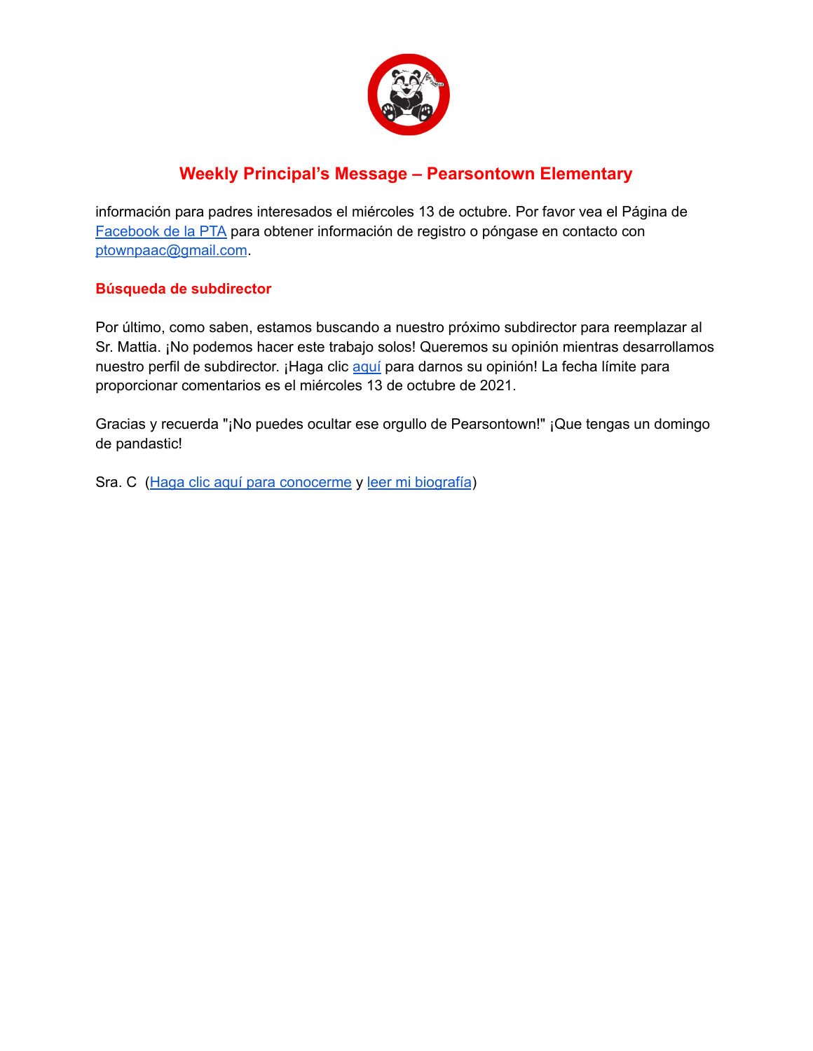# Weekly Principal's Message – Pearsontown Elementary

información para padres interesados el miércoles 13 de octubre. Por favor vea el Página de Facebook de la PTA para obtener información de registro o póngase en contacto con ptownpaac@gmail.com.

## Búsqueda de subdirector

Por último, como saben, estamos buscando a nuestro próximo subdirector para reemplazar al Sr. Mattia. ¡No podemos hacer este trabajo solos! Queremos su opinión mientras desarrollamos nuestro perfil de subdirector. ¡Haga clic aquí para darnos su opinión! La fecha límite para proporcionar comentarios es el miércoles 13 de octubre de 2021.

Gracias y recuerda "¡No puedes ocultar ese orgullo de Pearsontown!" ¡Que tengas un domingo de pandastic!

Sra. C (Haga clic aquí para conocerme y leer mi biografía)